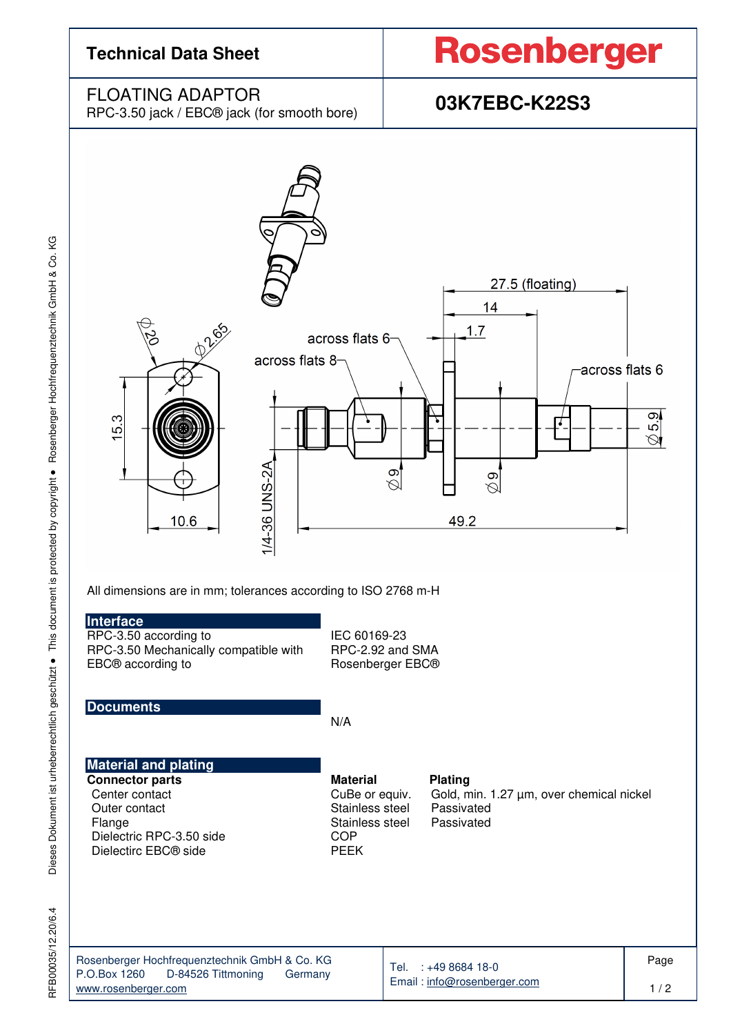# Technical Data Sheet

**Rosenberger**

## FLOATING ADAPTOR

RPC-3.50 jack / EBC® jack (for smooth bore)

**03K7EBC-K22S3**

All dimensions are in mm; tolerances according to ISO 2768 m-H

## Interface

| | |
|---|---|
| RPC-3.50 according to | IEC 60169-23 |
| RPC-3.50 Mechanically compatible with | RPC-2.92 and SMA |
| EBC® according to | Rosenberger EBC® |

## Documents

N/A

## Material and plating

| **Connector parts** | **Material** | **Plating** |
|---|---|---|
| Center contact | CuBe or equiv. | Gold, min. 1.27 µm, over chemical nickel |
| Outer contact | Stainless steel | Passivated |
| Flange | Stainless steel | Passivated |
| Dielectric RPC-3.50 side | COP | |
| Dielectirc EBC® side | PEEK | |

Rosenberger Hochfrequenztechnik GmbH & Co. KG
P.O.Box 1260 D-84526 Tittmoning Germany
www.rosenberger.com

Tel. : +49 8684 18-0
Email : info@rosenberger.com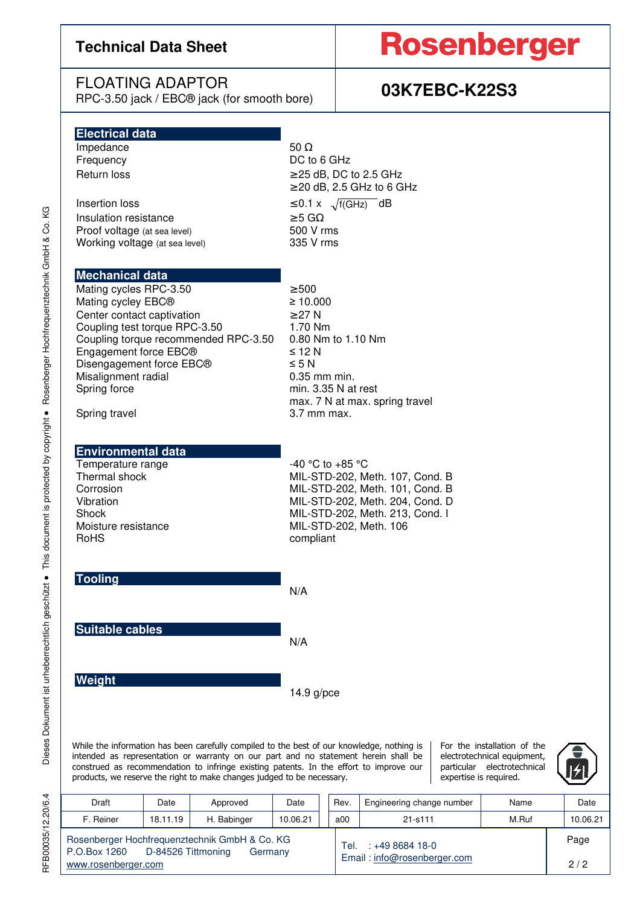# Technical Data Sheet

**Rosenberger**

## FLOATING ADAPTOR

RPC-3.50 jack / EBC® jack (for smooth bore)

**03K7EBC-K22S3**

## Electrical data

| | |
|---|---|
| Impedance | 50 Ω |
| Frequency | DC to 6 GHz |
| Return loss | ≥25 dB, DC to 2.5 GHz<br>≥20 dB, 2.5 GHz to 6 GHz |
| Insertion loss | ≤0.1 x $\sqrt{f(GHz)}$ dB |
| Insulation resistance | ≥5 GΩ |
| Proof voltage (at sea level) | 500 V rms |
| Working voltage (at sea level) | 335 V rms |

## Mechanical data

| | |
|---|---|
| Mating cycles RPC-3.50 | ≥500 |
| Mating cycley EBC® | ≥ 10.000 |
| Center contact captivation | ≥27 N |
| Coupling test torque RPC-3.50 | 1.70 Nm |
| Coupling torque recommended RPC-3.50 | 0.80 Nm to 1.10 Nm |
| Engagement force EBC® | ≤ 12 N |
| Disengagement force EBC® | ≤ 5 N |
| Misalignment radial | 0.35 mm min. |
| Spring force | min. 3.35 N at rest<br>max. 7 N at max. spring travel |
| Spring travel | 3.7 mm max. |

## Environmental data

| | |
|---|---|
| Temperature range | -40 °C to +85 °C |
| Thermal shock | MIL-STD-202, Meth. 107, Cond. B |
| Corrosion | MIL-STD-202, Meth. 101, Cond. B |
| Vibration | MIL-STD-202, Meth. 204, Cond. D |
| Shock | MIL-STD-202, Meth. 213, Cond. I |
| Moisture resistance | MIL-STD-202, Meth. 106 |
| RoHS | compliant |

## Tooling

N/A

## Suitable cables

N/A

## Weight

14.9 g/pce

While the information has been carefully compiled to the best of our knowledge, nothing is intended as representation or warranty on our part and no statement herein shall be construed as recommendation to infringe existing patents. In the effort to improve our products, we reserve the right to make changes judged to be necessary.

For the installation of the electrotechnical equipment, particular electrotechnical expertise is required.

| Draft | Date | Approved | Date | Rev. | Engineering change number | Name | Date |
|---|---|---|---|---|---|---|---|
| F. Reiner | 18.11.19 | H. Babinger | 10.06.21 | a00 | 21-s111 | M.Ruf | 10.06.21 |

Rosenberger Hochfrequenztechnik GmbH & Co. KG
P.O.Box 1260 D-84526 Tittmoning Germany
www.rosenberger.com

Tel. : +49 8684 18-0
Email : info@rosenberger.com

RFB00035/12.20/6.4

Dieses Dokument ist urheberrechtlich geschützt • This document is protected by copyright • Rosenberger Hochfrequenztechnik GmbH & Co. KG